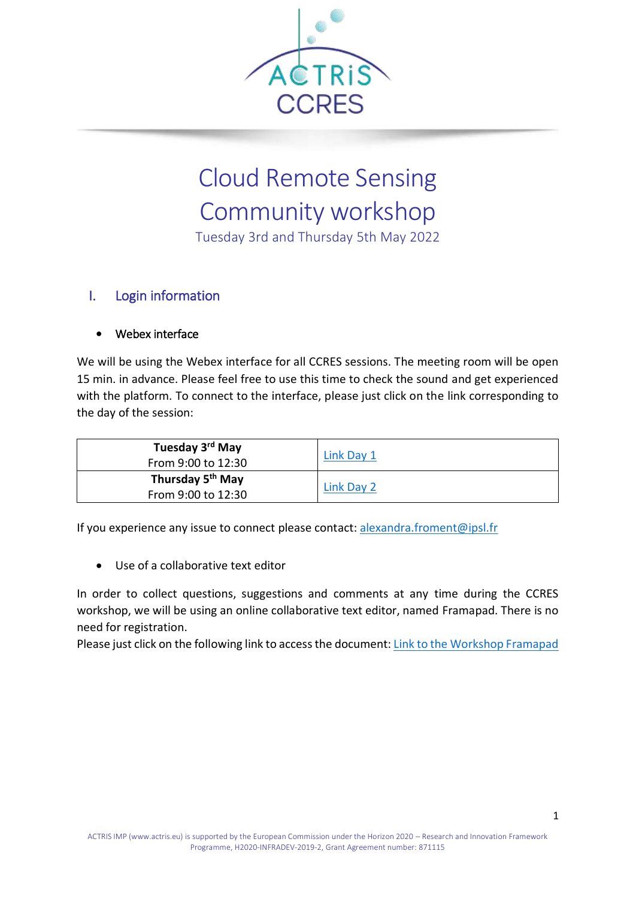ACTRIS CCRES

# Cloud Remote Sensing Community workshop

Tuesday 3rd and Thursday 5th May 2022

## I. Login information

- Webex interface

We will be using the Webex interface for all CCRES sessions. The meeting room will be open 15 min. in advance. Please feel free to use this time to check the sound and get experienced with the platform. To connect to the interface, please just click on the link corresponding to the day of the session:

| **Tuesday 3rd May**<br>From 9:00 to 12:30 | Link Day 1 |
|---|---|
| **Thursday 5th May**<br>From 9:00 to 12:30 | Link Day 2 |

If you experience any issue to connect please contact: alexandra.froment@ipsl.fr

- Use of a collaborative text editor

In order to collect questions, suggestions and comments at any time during the CCRES workshop, we will be using an online collaborative text editor, named Framapad. There is no need for registration.

Please just click on the following link to access the document: Link to the Workshop Framapad

ACTRIS IMP (www.actris.eu) is supported by the European Commission under the Horizon 2020 – Research and Innovation Framework Programme, H2020-INFRADEV-2019-2, Grant Agreement number: 871115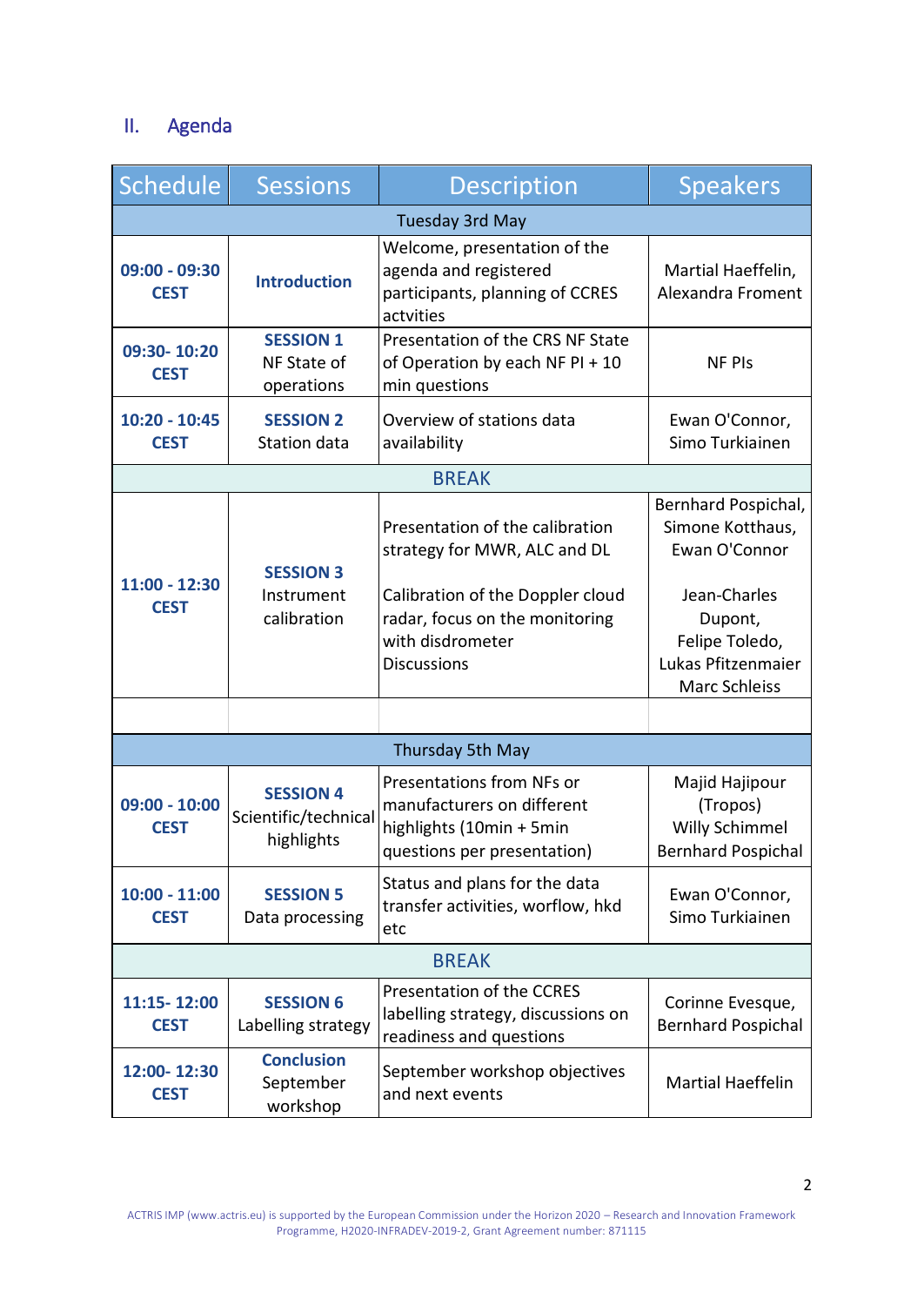## II. Agenda

| Schedule | Sessions | Description | Speakers |
|---|---|---|---|
| Tuesday 3rd May | | | |
| **09:00 - 09:30 CEST** | **Introduction** | Welcome, presentation of the agenda and registered participants, planning of CCRES actvities | Martial Haeffelin, Alexandra Froment |
| **09:30- 10:20 CEST** | **SESSION 1** NF State of operations | Presentation of the CRS NF State of Operation by each NF PI + 10 min questions | NF PIs |
| **10:20 - 10:45 CEST** | **SESSION 2** Station data | Overview of stations data availability | Ewan O'Connor, Simo Turkiainen |
| BREAK | | | |
| **11:00 - 12:30 CEST** | **SESSION 3** Instrument calibration | Presentation of the calibration strategy for MWR, ALC and DL<br><br>Calibration of the Doppler cloud radar, focus on the monitoring with disdrometer<br>Discussions | Bernhard Pospichal, Simone Kotthaus, Ewan O'Connor<br><br>Jean-Charles Dupont, Felipe Toledo, Lukas Pfitzenmaier Marc Schleiss |
| | | | |
| Thursday 5th May | | | |
| **09:00 - 10:00 CEST** | **SESSION 4** Scientific/technical highlights | Presentations from NFs or manufacturers on different highlights (10min + 5min questions per presentation) | Majid Hajipour (Tropos)<br>Willy Schimmel<br>Bernhard Pospichal |
| **10:00 - 11:00 CEST** | **SESSION 5** Data processing | Status and plans for the data transfer activities, worflow, hkd etc | Ewan O'Connor, Simo Turkiainen |
| BREAK | | | |
| **11:15- 12:00 CEST** | **SESSION 6** Labelling strategy | Presentation of the CCRES labelling strategy, discussions on readiness and questions | Corinne Evesque, Bernhard Pospichal |
| **12:00- 12:30 CEST** | **Conclusion** September workshop | September workshop objectives and next events | Martial Haeffelin |

ACTRIS IMP (www.actris.eu) is supported by the European Commission under the Horizon 2020 – Research and Innovation Framework Programme, H2020-INFRADEV-2019-2, Grant Agreement number: 871115